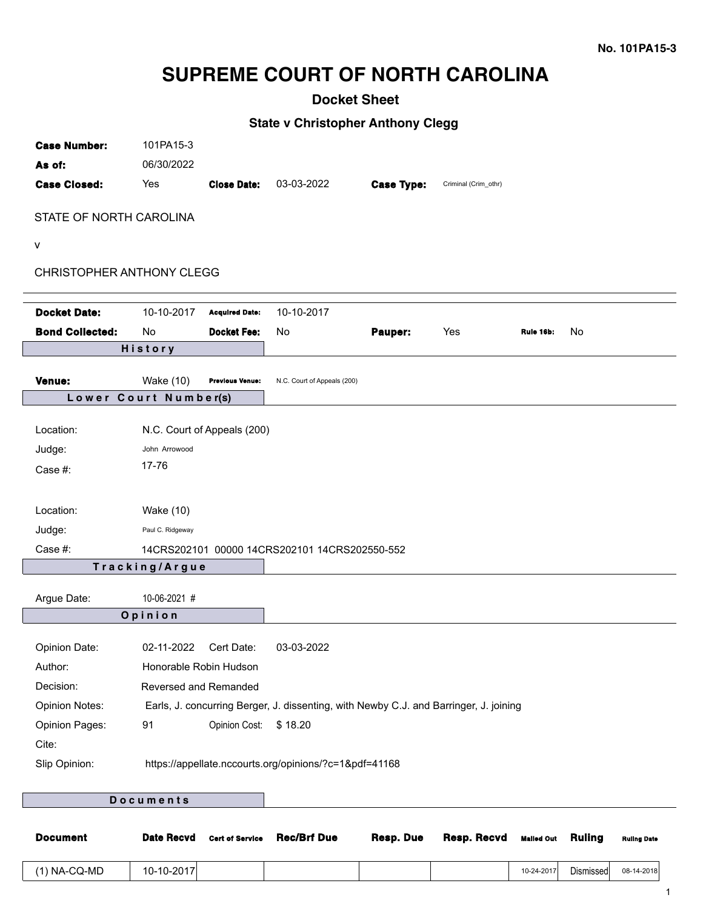No. 101PA15-3

# SUPREME COURT OF NORTH CAROLINA

## Docket Sheet

### State v Christopher Anthony Clegg

| | | | | | |
|---|---|---|---|---|---|
| **Case Number:** | 101PA15-3 | | | | |
| **As of:** | 06/30/2022 | | | | |
| **Case Closed:** | Yes | **Close Date:** | 03-03-2022 | **Case Type:** | Criminal (Crim_othr) |

STATE OF NORTH CAROLINA

v

CHRISTOPHER ANTHONY CLEGG

| | | | | | | | |
|---|---|---|---|---|---|---|---|
| **Docket Date:** | 10-10-2017 | **Acquired Date:** | 10-10-2017 | | | | |
| **Bond Collected:** | No | **Docket Fee:** | No | **Pauper:** | Yes | **Rule 16b:** | No |

**History**

| | | | |
|---|---|---|---|
| **Venue:** | Wake (10) | **Previous Venue:** | N.C. Court of Appeals (200) |

**Lower Court Number(s)**

Location: N.C. Court of Appeals (200)
Judge: John Arrowood
Case #: 17-76

Location: Wake (10)
Judge: Paul C. Ridgeway
Case #: 14CRS202101 00000 14CRS202101 14CRS202550-552

**Tracking/Argue**

Argue Date: 10-06-2021 #

**Opinion**

Opinion Date: 02-11-2022 Cert Date: 03-03-2022
Author: Honorable Robin Hudson
Decision: Reversed and Remanded
Opinion Notes: Earls, J. concurring Berger, J. dissenting, with Newby C.J. and Barringer, J. joining
Opinion Pages: 91 Opinion Cost: $ 18.20
Cite:
Slip Opinion: https://appellate.nccourts.org/opinions/?c=1&pdf=41168

**Documents**

| Document | Date Recvd | Cert of Service | Rec/Brf Due | Resp. Due | Resp. Recvd | Mailed Out | Ruling | Ruling Date |
|---|---|---|---|---|---|---|---|---|
| (1) NA-CQ-MD | 10-10-2017 | | | | | 10-24-2017 | Dismissed | 08-14-2018 |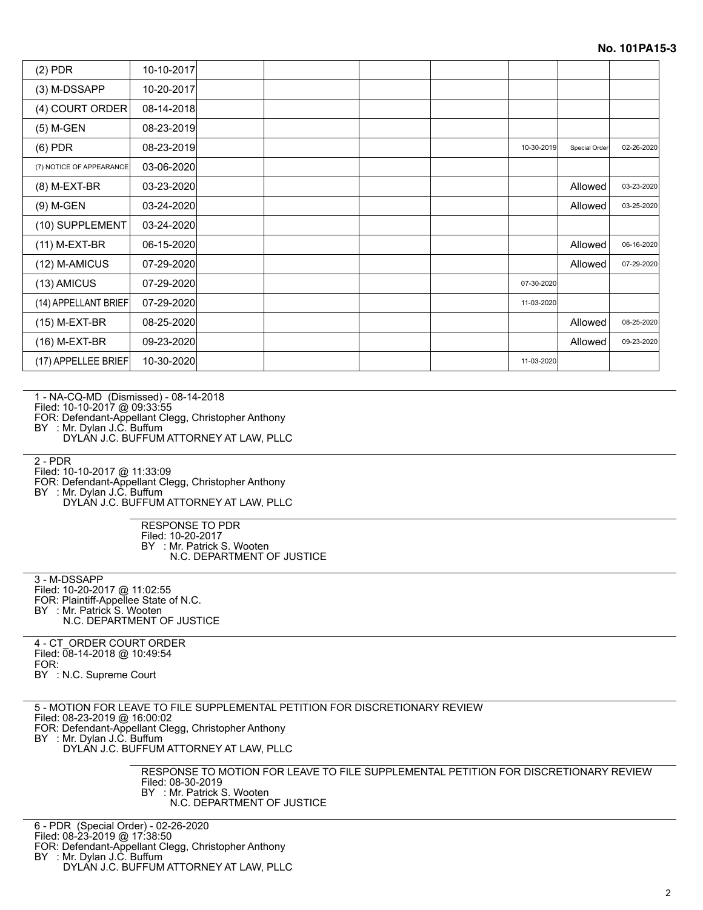**No. 101PA15-3**

| | | | | | | | | |
|---|---|---|---|---|---|---|---|---|
| (2) PDR | 10-10-2017 | | | | | | | |
| (3) M-DSSAPP | 10-20-2017 | | | | | | | |
| (4) COURT ORDER | 08-14-2018 | | | | | | | |
| (5) M-GEN | 08-23-2019 | | | | | | | |
| (6) PDR | 08-23-2019 | | | | | 10-30-2019 | Special Order | 02-26-2020 |
| (7) NOTICE OF APPEARANCE | 03-06-2020 | | | | | | | |
| (8) M-EXT-BR | 03-23-2020 | | | | | | Allowed | 03-23-2020 |
| (9) M-GEN | 03-24-2020 | | | | | | Allowed | 03-25-2020 |
| (10) SUPPLEMENT | 03-24-2020 | | | | | | | |
| (11) M-EXT-BR | 06-15-2020 | | | | | | Allowed | 06-16-2020 |
| (12) M-AMICUS | 07-29-2020 | | | | | | Allowed | 07-29-2020 |
| (13) AMICUS | 07-29-2020 | | | | | 07-30-2020 | | |
| (14) APPELLANT BRIEF | 07-29-2020 | | | | | 11-03-2020 | | |
| (15) M-EXT-BR | 08-25-2020 | | | | | | Allowed | 08-25-2020 |
| (16) M-EXT-BR | 09-23-2020 | | | | | | Allowed | 09-23-2020 |
| (17) APPELLEE BRIEF | 10-30-2020 | | | | | 11-03-2020 | | |

---

1 - NA-CQ-MD (Dismissed) - 08-14-2018
Filed: 10-10-2017 @ 09:33:55
FOR: Defendant-Appellant Clegg, Christopher Anthony
BY : Mr. Dylan J.C. Buffum
DYLAN J.C. BUFFUM ATTORNEY AT LAW, PLLC

---

2 - PDR
Filed: 10-10-2017 @ 11:33:09
FOR: Defendant-Appellant Clegg, Christopher Anthony
BY : Mr. Dylan J.C. Buffum
DYLAN J.C. BUFFUM ATTORNEY AT LAW, PLLC

> RESPONSE TO PDR
> Filed: 10-20-2017
> BY : Mr. Patrick S. Wooten
> N.C. DEPARTMENT OF JUSTICE

---

3 - M-DSSAPP
Filed: 10-20-2017 @ 11:02:55
FOR: Plaintiff-Appellee State of N.C.
BY : Mr. Patrick S. Wooten
N.C. DEPARTMENT OF JUSTICE

---

4 - CT_ORDER COURT ORDER
Filed: 08-14-2018 @ 10:49:54
FOR:
BY : N.C. Supreme Court

---

5 - MOTION FOR LEAVE TO FILE SUPPLEMENTAL PETITION FOR DISCRETIONARY REVIEW
Filed: 08-23-2019 @ 16:00:02
FOR: Defendant-Appellant Clegg, Christopher Anthony
BY : Mr. Dylan J.C. Buffum
DYLAN J.C. BUFFUM ATTORNEY AT LAW, PLLC

> RESPONSE TO MOTION FOR LEAVE TO FILE SUPPLEMENTAL PETITION FOR DISCRETIONARY REVIEW
> Filed: 08-30-2019
> BY : Mr. Patrick S. Wooten
> N.C. DEPARTMENT OF JUSTICE

---

6 - PDR (Special Order) - 02-26-2020
Filed: 08-23-2019 @ 17:38:50
FOR: Defendant-Appellant Clegg, Christopher Anthony
BY : Mr. Dylan J.C. Buffum
DYLAN J.C. BUFFUM ATTORNEY AT LAW, PLLC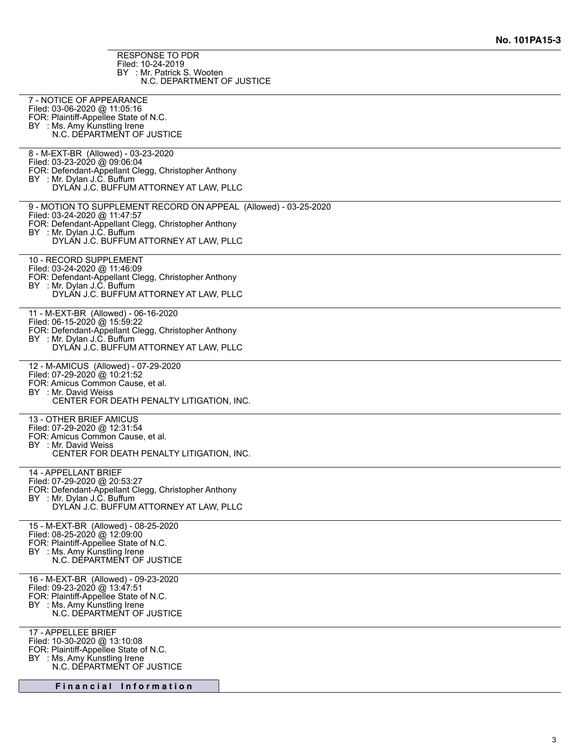**No. 101PA15-3**

RESPONSE TO PDR
Filed: 10-24-2019
BY : Mr. Patrick S. Wooten
N.C. DEPARTMENT OF JUSTICE

---

7 - NOTICE OF APPEARANCE
Filed: 03-06-2020 @ 11:05:16
FOR: Plaintiff-Appellee State of N.C.
BY : Ms. Amy Kunstling Irene
N.C. DEPARTMENT OF JUSTICE

---

8 - M-EXT-BR (Allowed) - 03-23-2020
Filed: 03-23-2020 @ 09:06:04
FOR: Defendant-Appellant Clegg, Christopher Anthony
BY : Mr. Dylan J.C. Buffum
DYLAN J.C. BUFFUM ATTORNEY AT LAW, PLLC

---

9 - MOTION TO SUPPLEMENT RECORD ON APPEAL (Allowed) - 03-25-2020
Filed: 03-24-2020 @ 11:47:57
FOR: Defendant-Appellant Clegg, Christopher Anthony
BY : Mr. Dylan J.C. Buffum
DYLAN J.C. BUFFUM ATTORNEY AT LAW, PLLC

---

10 - RECORD SUPPLEMENT
Filed: 03-24-2020 @ 11:46:09
FOR: Defendant-Appellant Clegg, Christopher Anthony
BY : Mr. Dylan J.C. Buffum
DYLAN J.C. BUFFUM ATTORNEY AT LAW, PLLC

---

11 - M-EXT-BR (Allowed) - 06-16-2020
Filed: 06-15-2020 @ 15:59:22
FOR: Defendant-Appellant Clegg, Christopher Anthony
BY : Mr. Dylan J.C. Buffum
DYLAN J.C. BUFFUM ATTORNEY AT LAW, PLLC

---

12 - M-AMICUS (Allowed) - 07-29-2020
Filed: 07-29-2020 @ 10:21:52
FOR: Amicus Common Cause, et al.
BY : Mr. David Weiss
CENTER FOR DEATH PENALTY LITIGATION, INC.

---

13 - OTHER BRIEF AMICUS
Filed: 07-29-2020 @ 12:31:54
FOR: Amicus Common Cause, et al.
BY : Mr. David Weiss
CENTER FOR DEATH PENALTY LITIGATION, INC.

---

14 - APPELLANT BRIEF
Filed: 07-29-2020 @ 20:53:27
FOR: Defendant-Appellant Clegg, Christopher Anthony
BY : Mr. Dylan J.C. Buffum
DYLAN J.C. BUFFUM ATTORNEY AT LAW, PLLC

---

15 - M-EXT-BR (Allowed) - 08-25-2020
Filed: 08-25-2020 @ 12:09:00
FOR: Plaintiff-Appellee State of N.C.
BY : Ms. Amy Kunstling Irene
N.C. DEPARTMENT OF JUSTICE

---

16 - M-EXT-BR (Allowed) - 09-23-2020
Filed: 09-23-2020 @ 13:47:51
FOR: Plaintiff-Appellee State of N.C.
BY : Ms. Amy Kunstling Irene
N.C. DEPARTMENT OF JUSTICE

---

17 - APPELLEE BRIEF
Filed: 10-30-2020 @ 13:10:08
FOR: Plaintiff-Appellee State of N.C.
BY : Ms. Amy Kunstling Irene
N.C. DEPARTMENT OF JUSTICE

---

## Financial Information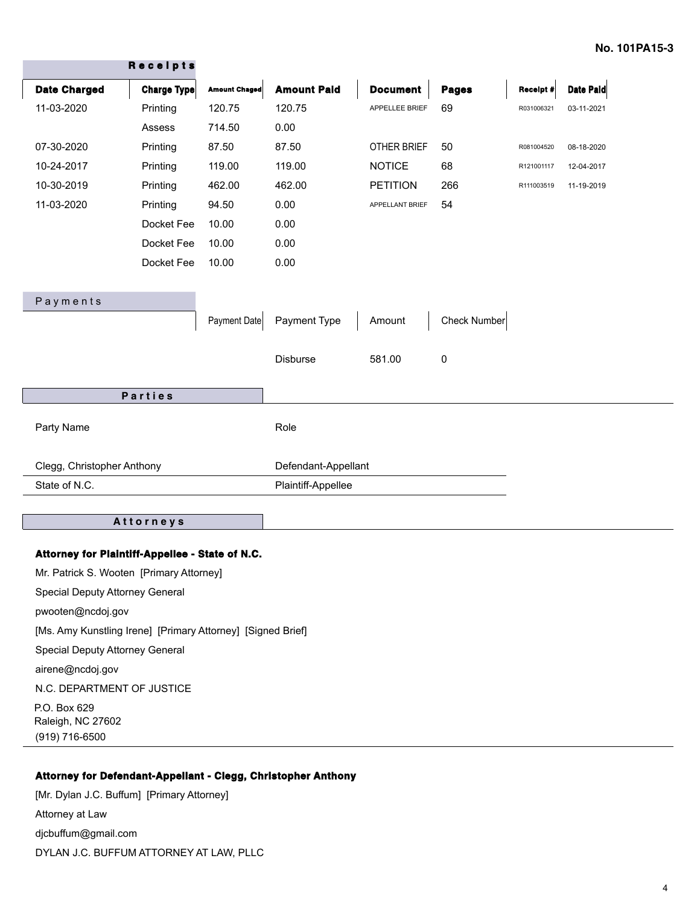**No. 101PA15-3**

## Receipts

| Date Charged | Charge Type | Amount Chaged | Amount Paid | Document | Pages | Receipt # | Date Paid |
|---|---|---|---|---|---|---|---|
| 11-03-2020 | Printing | 120.75 | 120.75 | APPELLEE BRIEF | 69 | R031006321 | 03-11-2021 |
| | Assess | 714.50 | 0.00 | | | | |
| 07-30-2020 | Printing | 87.50 | 87.50 | OTHER BRIEF | 50 | R081004520 | 08-18-2020 |
| 10-24-2017 | Printing | 119.00 | 119.00 | NOTICE | 68 | R121001117 | 12-04-2017 |
| 10-30-2019 | Printing | 462.00 | 462.00 | PETITION | 266 | R111003519 | 11-19-2019 |
| 11-03-2020 | Printing | 94.50 | 0.00 | APPELLANT BRIEF | 54 | | |
| | Docket Fee | 10.00 | 0.00 | | | | |
| | Docket Fee | 10.00 | 0.00 | | | | |
| | Docket Fee | 10.00 | 0.00 | | | | |

## Payments

| Payment Date | Payment Type | Amount | Check Number |
|---|---|---|---|
| | Disburse | 581.00 | 0 |

## Parties

| Party Name | Role |
|---|---|
| Clegg, Christopher Anthony | Defendant-Appellant |
| State of N.C. | Plaintiff-Appellee |

## Attorneys

**Attorney for Plaintiff-Appellee - State of N.C.**

Mr. Patrick S. Wooten [Primary Attorney]

Special Deputy Attorney General

pwooten@ncdoj.gov

[Ms. Amy Kunstling Irene] [Primary Attorney] [Signed Brief]

Special Deputy Attorney General

airene@ncdoj.gov

N.C. DEPARTMENT OF JUSTICE

P.O. Box 629
Raleigh, NC 27602
(919) 716-6500

**Attorney for Defendant-Appellant - Clegg, Christopher Anthony**

[Mr. Dylan J.C. Buffum] [Primary Attorney]

Attorney at Law

djcbuffum@gmail.com

DYLAN J.C. BUFFUM ATTORNEY AT LAW, PLLC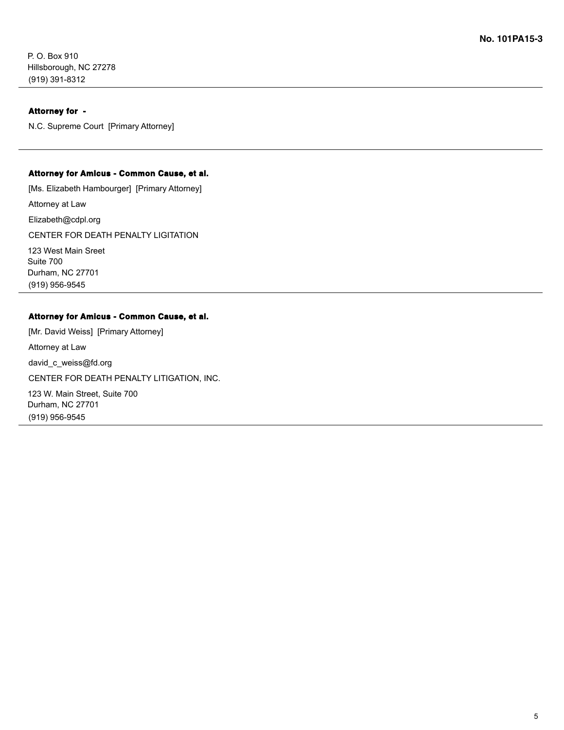P. O. Box 910
Hillsborough, NC 27278
(919) 391-8312

---

**Attorney for -**

N.C. Supreme Court [Primary Attorney]

---

**Attorney for Amicus - Common Cause, et al.**

[Ms. Elizabeth Hambourger] [Primary Attorney]

Attorney at Law

Elizabeth@cdpl.org

CENTER FOR DEATH PENALTY LIGITATION

123 West Main Sreet
Suite 700
Durham, NC 27701
(919) 956-9545

---

**Attorney for Amicus - Common Cause, et al.**

[Mr. David Weiss] [Primary Attorney]

Attorney at Law

david_c_weiss@fd.org

CENTER FOR DEATH PENALTY LITIGATION, INC.

123 W. Main Street, Suite 700
Durham, NC 27701
(919) 956-9545